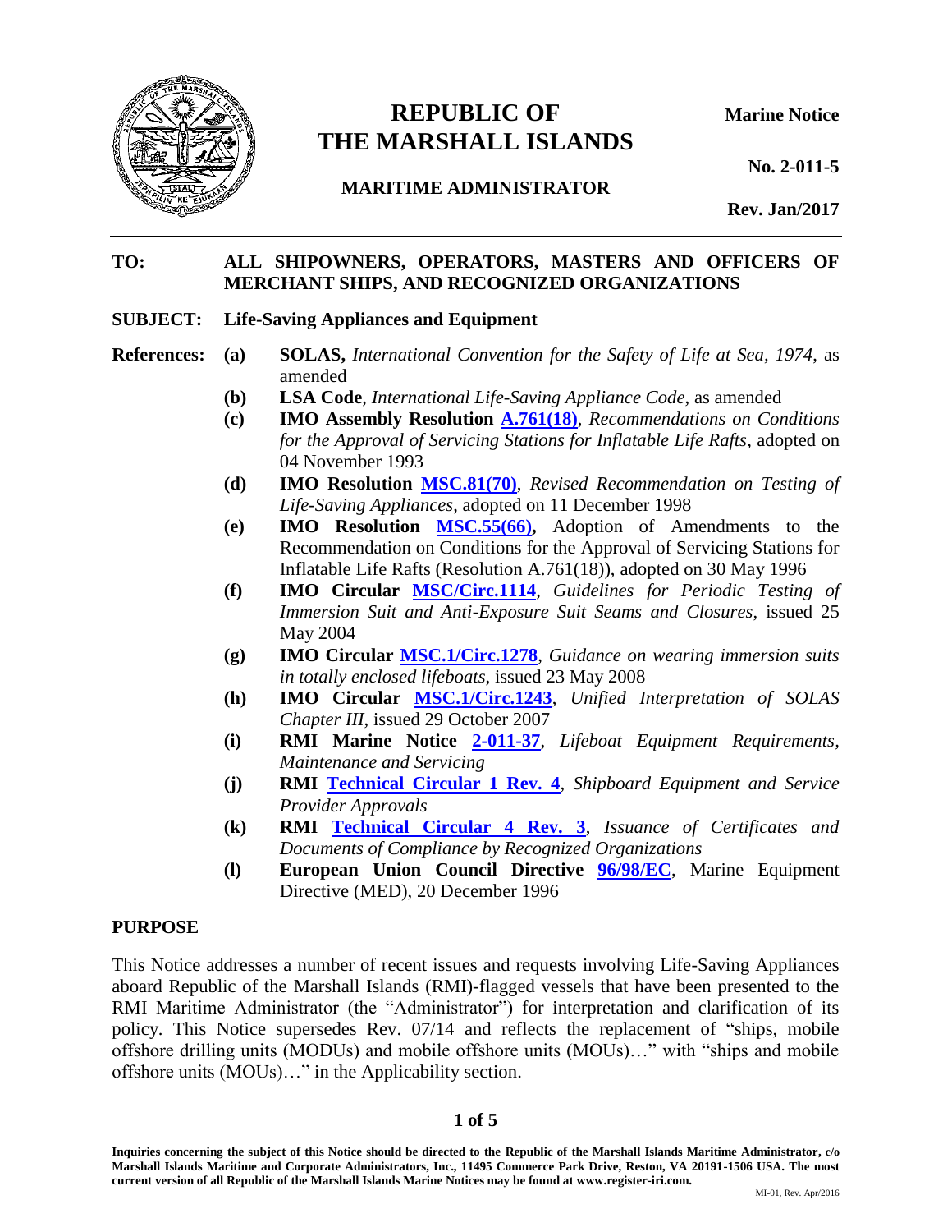# REPUBLIC OF THE MARSHALL ISLANDS

**MARITIME ADMINISTRATOR**

**Marine Notice**

**No. 2-011-5**

**Rev. Jan/2017**

---

**TO:** **ALL SHIPOWNERS, OPERATORS, MASTERS AND OFFICERS OF MERCHANT SHIPS, AND RECOGNIZED ORGANIZATIONS**

**SUBJECT:** **Life-Saving Appliances and Equipment**

**References:**

- **(a)** **SOLAS,** *International Convention for the Safety of Life at Sea, 1974*, as amended
- **(b)** **LSA Code**, *International Life-Saving Appliance Code*, as amended
- **(c)** **IMO Assembly Resolution [A.761(18)](#)**, *Recommendations on Conditions for the Approval of Servicing Stations for Inflatable Life Rafts*, adopted on 04 November 1993
- **(d)** **IMO Resolution [MSC.81(70)](#)**, *Revised Recommendation on Testing of Life-Saving Appliances*, adopted on 11 December 1998
- **(e)** **IMO Resolution [MSC.55(66)](#),** Adoption of Amendments to the Recommendation on Conditions for the Approval of Servicing Stations for Inflatable Life Rafts (Resolution A.761(18)), adopted on 30 May 1996
- **(f)** **IMO Circular [MSC/Circ.1114](#)**, *Guidelines for Periodic Testing of Immersion Suit and Anti-Exposure Suit Seams and Closures*, issued 25 May 2004
- **(g)** **IMO Circular [MSC.1/Circ.1278](#)**, *Guidance on wearing immersion suits in totally enclosed lifeboats*, issued 23 May 2008
- **(h)** **IMO Circular [MSC.1/Circ.1243](#)**, *Unified Interpretation of SOLAS Chapter III*, issued 29 October 2007
- **(i)** **RMI Marine Notice [2-011-37](#)**, *Lifeboat Equipment Requirements, Maintenance and Servicing*
- **(j)** **RMI [Technical Circular 1 Rev. 4](#)**, *Shipboard Equipment and Service Provider Approvals*
- **(k)** **RMI [Technical Circular 4 Rev. 3](#)**, *Issuance of Certificates and Documents of Compliance by Recognized Organizations*
- **(l)** **European Union Council Directive [96/98/EC](#)**, Marine Equipment Directive (MED), 20 December 1996

## PURPOSE

This Notice addresses a number of recent issues and requests involving Life-Saving Appliances aboard Republic of the Marshall Islands (RMI)-flagged vessels that have been presented to the RMI Maritime Administrator (the "Administrator") for interpretation and clarification of its policy. This Notice supersedes Rev. 07/14 and reflects the replacement of "ships, mobile offshore drilling units (MODUs) and mobile offshore units (MOUs)…" with "ships and mobile offshore units (MOUs)…" in the Applicability section.

**Inquiries concerning the subject of this Notice should be directed to the Republic of the Marshall Islands Maritime Administrator, c/o Marshall Islands Maritime and Corporate Administrators, Inc., 11495 Commerce Park Drive, Reston, VA 20191-1506 USA. The most current version of all Republic of the Marshall Islands Marine Notices may be found at www.register-iri.com.**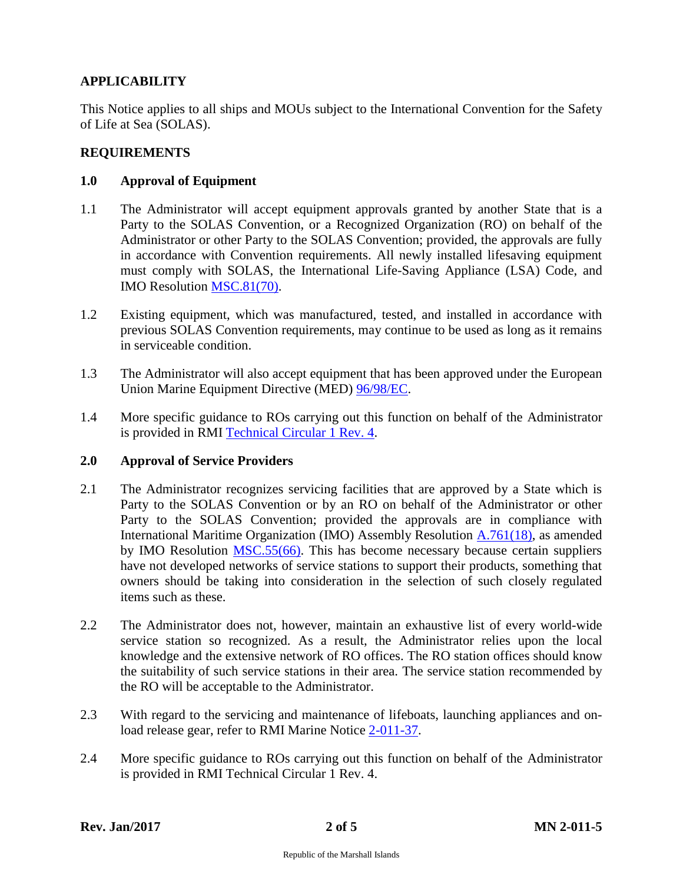## APPLICABILITY

This Notice applies to all ships and MOUs subject to the International Convention for the Safety of Life at Sea (SOLAS).

## REQUIREMENTS

### 1.0 Approval of Equipment

1.1 The Administrator will accept equipment approvals granted by another State that is a Party to the SOLAS Convention, or a Recognized Organization (RO) on behalf of the Administrator or other Party to the SOLAS Convention; provided, the approvals are fully in accordance with Convention requirements. All newly installed lifesaving equipment must comply with SOLAS, the International Life-Saving Appliance (LSA) Code, and IMO Resolution MSC.81(70).

1.2 Existing equipment, which was manufactured, tested, and installed in accordance with previous SOLAS Convention requirements, may continue to be used as long as it remains in serviceable condition.

1.3 The Administrator will also accept equipment that has been approved under the European Union Marine Equipment Directive (MED) 96/98/EC.

1.4 More specific guidance to ROs carrying out this function on behalf of the Administrator is provided in RMI Technical Circular 1 Rev. 4.

### 2.0 Approval of Service Providers

2.1 The Administrator recognizes servicing facilities that are approved by a State which is Party to the SOLAS Convention or by an RO on behalf of the Administrator or other Party to the SOLAS Convention; provided the approvals are in compliance with International Maritime Organization (IMO) Assembly Resolution A.761(18), as amended by IMO Resolution MSC.55(66). This has become necessary because certain suppliers have not developed networks of service stations to support their products, something that owners should be taking into consideration in the selection of such closely regulated items such as these.

2.2 The Administrator does not, however, maintain an exhaustive list of every world-wide service station so recognized. As a result, the Administrator relies upon the local knowledge and the extensive network of RO offices. The RO station offices should know the suitability of such service stations in their area. The service station recommended by the RO will be acceptable to the Administrator.

2.3 With regard to the servicing and maintenance of lifeboats, launching appliances and on-load release gear, refer to RMI Marine Notice 2-011-37.

2.4 More specific guidance to ROs carrying out this function on behalf of the Administrator is provided in RMI Technical Circular 1 Rev. 4.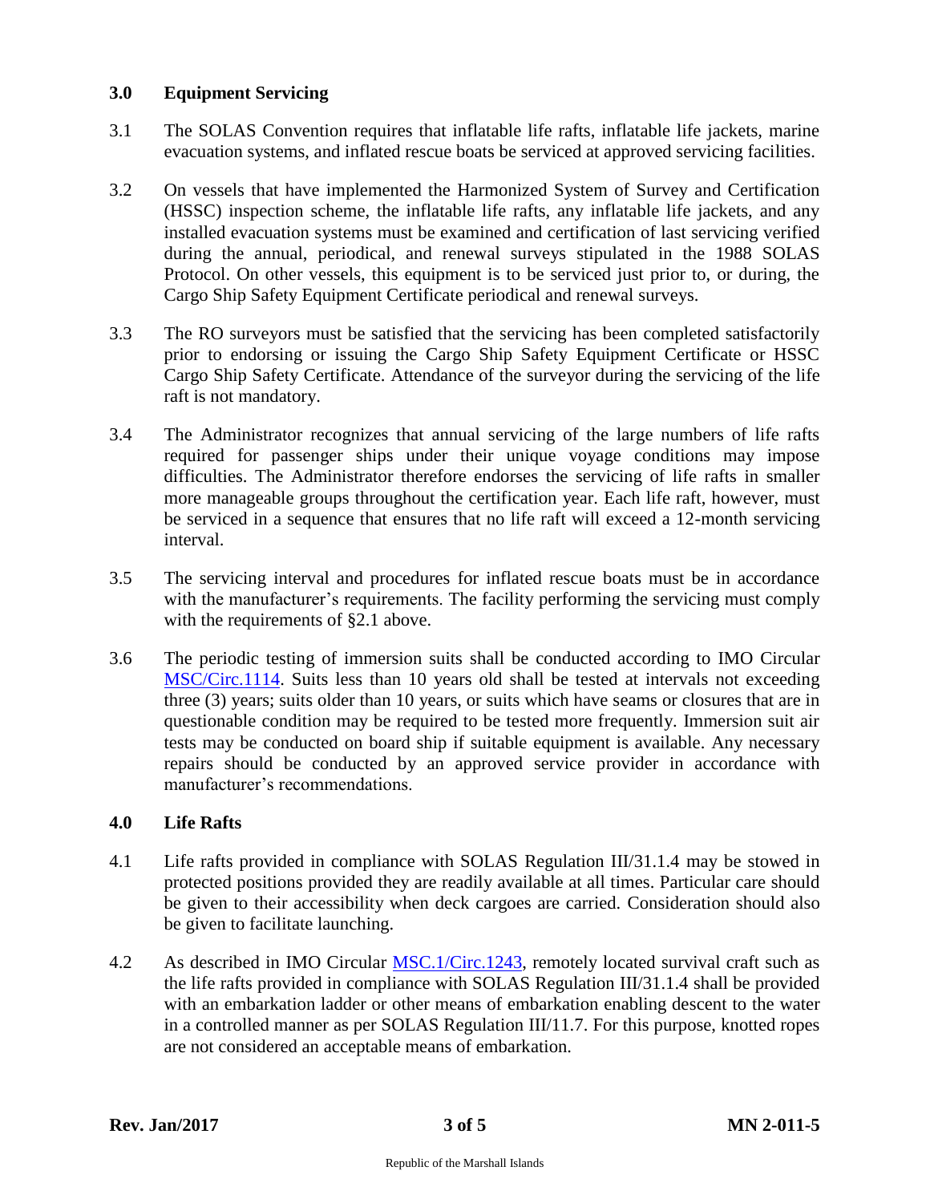## 3.0 Equipment Servicing

3.1 The SOLAS Convention requires that inflatable life rafts, inflatable life jackets, marine evacuation systems, and inflated rescue boats be serviced at approved servicing facilities.

3.2 On vessels that have implemented the Harmonized System of Survey and Certification (HSSC) inspection scheme, the inflatable life rafts, any inflatable life jackets, and any installed evacuation systems must be examined and certification of last servicing verified during the annual, periodical, and renewal surveys stipulated in the 1988 SOLAS Protocol. On other vessels, this equipment is to be serviced just prior to, or during, the Cargo Ship Safety Equipment Certificate periodical and renewal surveys.

3.3 The RO surveyors must be satisfied that the servicing has been completed satisfactorily prior to endorsing or issuing the Cargo Ship Safety Equipment Certificate or HSSC Cargo Ship Safety Certificate. Attendance of the surveyor during the servicing of the life raft is not mandatory.

3.4 The Administrator recognizes that annual servicing of the large numbers of life rafts required for passenger ships under their unique voyage conditions may impose difficulties. The Administrator therefore endorses the servicing of life rafts in smaller more manageable groups throughout the certification year. Each life raft, however, must be serviced in a sequence that ensures that no life raft will exceed a 12-month servicing interval.

3.5 The servicing interval and procedures for inflated rescue boats must be in accordance with the manufacturer's requirements. The facility performing the servicing must comply with the requirements of §2.1 above.

3.6 The periodic testing of immersion suits shall be conducted according to IMO Circular MSC/Circ.1114. Suits less than 10 years old shall be tested at intervals not exceeding three (3) years; suits older than 10 years, or suits which have seams or closures that are in questionable condition may be required to be tested more frequently. Immersion suit air tests may be conducted on board ship if suitable equipment is available. Any necessary repairs should be conducted by an approved service provider in accordance with manufacturer's recommendations.

## 4.0 Life Rafts

4.1 Life rafts provided in compliance with SOLAS Regulation III/31.1.4 may be stowed in protected positions provided they are readily available at all times. Particular care should be given to their accessibility when deck cargoes are carried. Consideration should also be given to facilitate launching.

4.2 As described in IMO Circular MSC.1/Circ.1243, remotely located survival craft such as the life rafts provided in compliance with SOLAS Regulation III/31.1.4 shall be provided with an embarkation ladder or other means of embarkation enabling descent to the water in a controlled manner as per SOLAS Regulation III/11.7. For this purpose, knotted ropes are not considered an acceptable means of embarkation.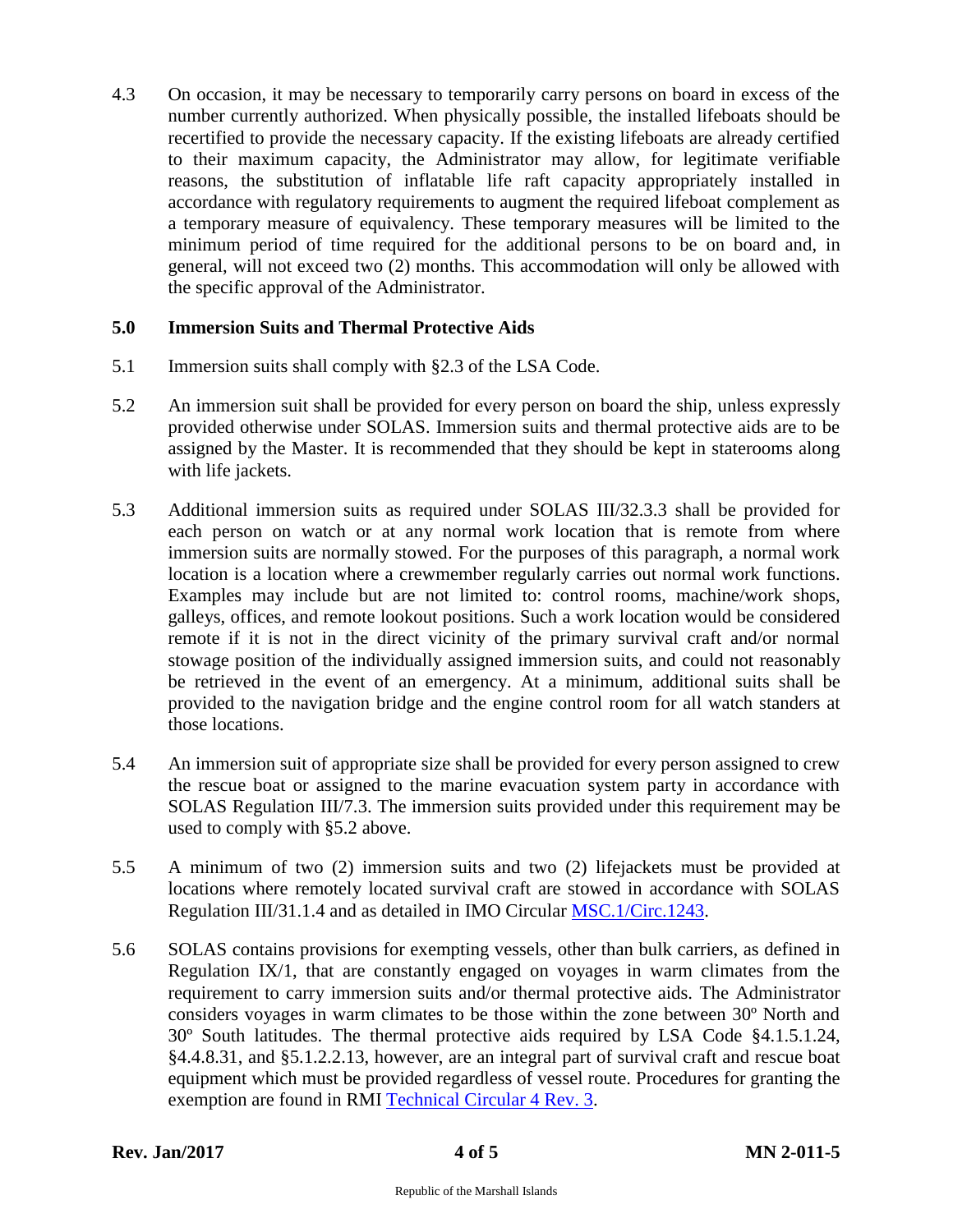4.3 On occasion, it may be necessary to temporarily carry persons on board in excess of the number currently authorized. When physically possible, the installed lifeboats should be recertified to provide the necessary capacity. If the existing lifeboats are already certified to their maximum capacity, the Administrator may allow, for legitimate verifiable reasons, the substitution of inflatable life raft capacity appropriately installed in accordance with regulatory requirements to augment the required lifeboat complement as a temporary measure of equivalency. These temporary measures will be limited to the minimum period of time required for the additional persons to be on board and, in general, will not exceed two (2) months. This accommodation will only be allowed with the specific approval of the Administrator.

## 5.0 Immersion Suits and Thermal Protective Aids

5.1 Immersion suits shall comply with §2.3 of the LSA Code.

5.2 An immersion suit shall be provided for every person on board the ship, unless expressly provided otherwise under SOLAS. Immersion suits and thermal protective aids are to be assigned by the Master. It is recommended that they should be kept in staterooms along with life jackets.

5.3 Additional immersion suits as required under SOLAS III/32.3.3 shall be provided for each person on watch or at any normal work location that is remote from where immersion suits are normally stowed. For the purposes of this paragraph, a normal work location is a location where a crewmember regularly carries out normal work functions. Examples may include but are not limited to: control rooms, machine/work shops, galleys, offices, and remote lookout positions. Such a work location would be considered remote if it is not in the direct vicinity of the primary survival craft and/or normal stowage position of the individually assigned immersion suits, and could not reasonably be retrieved in the event of an emergency. At a minimum, additional suits shall be provided to the navigation bridge and the engine control room for all watch standers at those locations.

5.4 An immersion suit of appropriate size shall be provided for every person assigned to crew the rescue boat or assigned to the marine evacuation system party in accordance with SOLAS Regulation III/7.3. The immersion suits provided under this requirement may be used to comply with §5.2 above.

5.5 A minimum of two (2) immersion suits and two (2) lifejackets must be provided at locations where remotely located survival craft are stowed in accordance with SOLAS Regulation III/31.1.4 and as detailed in IMO Circular MSC.1/Circ.1243.

5.6 SOLAS contains provisions for exempting vessels, other than bulk carriers, as defined in Regulation IX/1, that are constantly engaged on voyages in warm climates from the requirement to carry immersion suits and/or thermal protective aids. The Administrator considers voyages in warm climates to be those within the zone between 30º North and 30º South latitudes. The thermal protective aids required by LSA Code §4.1.5.1.24, §4.4.8.31, and §5.1.2.2.13, however, are an integral part of survival craft and rescue boat equipment which must be provided regardless of vessel route. Procedures for granting the exemption are found in RMI Technical Circular 4 Rev. 3.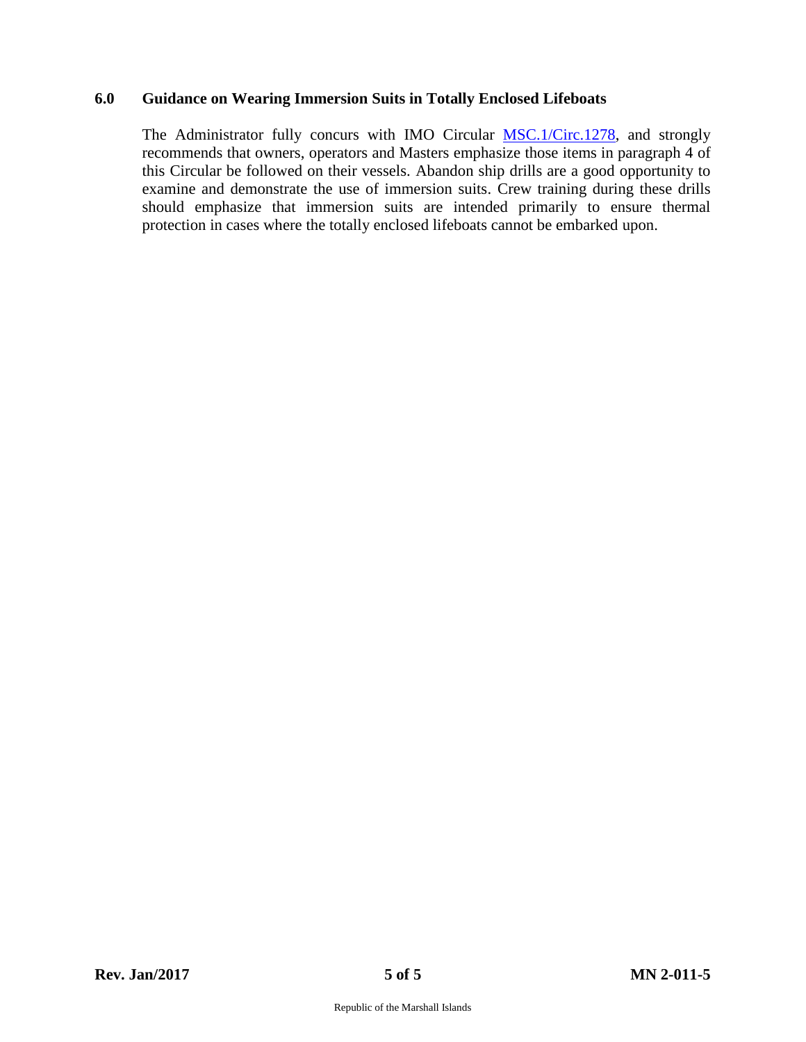## 6.0 Guidance on Wearing Immersion Suits in Totally Enclosed Lifeboats

The Administrator fully concurs with IMO Circular MSC.1/Circ.1278, and strongly recommends that owners, operators and Masters emphasize those items in paragraph 4 of this Circular be followed on their vessels. Abandon ship drills are a good opportunity to examine and demonstrate the use of immersion suits. Crew training during these drills should emphasize that immersion suits are intended primarily to ensure thermal protection in cases where the totally enclosed lifeboats cannot be embarked upon.